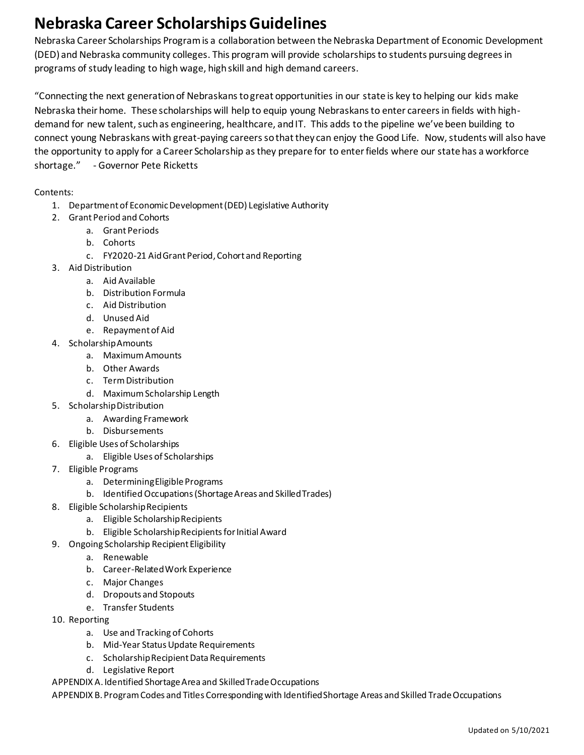# Nebraska Career Scholarships Guidelines

Nebraska Career Scholarships Program is a collaboration between the Nebraska Department of Economic Development (DED) and Nebraska community colleges. This program will provide scholarships to students pursuing degrees in programs of study leading to high wage, high skill and high demand careers.

"Connecting the next generation of Nebraskans to great opportunities in our state is key to helping our kids make Nebraska their home. These scholarships will help to equip young Nebraskans to enter careers in fields with high-demand for new talent, such as engineering, healthcare, and IT. This adds to the pipeline we've been building to connect young Nebraskans with great-paying careers so that they can enjoy the Good Life. Now, students will also have the opportunity to apply for a Career Scholarship as they prepare for to enter fields where our state has a workforce shortage." - Governor Pete Ricketts

Contents:

1. Department of Economic Development (DED) Legislative Authority
2. Grant Period and Cohorts
   a. Grant Periods
   b. Cohorts
   c. FY2020-21 Aid Grant Period, Cohort and Reporting
3. Aid Distribution
   a. Aid Available
   b. Distribution Formula
   c. Aid Distribution
   d. Unused Aid
   e. Repayment of Aid
4. Scholarship Amounts
   a. Maximum Amounts
   b. Other Awards
   c. Term Distribution
   d. Maximum Scholarship Length
5. Scholarship Distribution
   a. Awarding Framework
   b. Disbursements
6. Eligible Uses of Scholarships
   a. Eligible Uses of Scholarships
7. Eligible Programs
   a. Determining Eligible Programs
   b. Identified Occupations (Shortage Areas and Skilled Trades)
8. Eligible Scholarship Recipients
   a. Eligible Scholarship Recipients
   b. Eligible Scholarship Recipients for Initial Award
9. Ongoing Scholarship Recipient Eligibility
   a. Renewable
   b. Career-Related Work Experience
   c. Major Changes
   d. Dropouts and Stopouts
   e. Transfer Students
10. Reporting
    a. Use and Tracking of Cohorts
    b. Mid-Year Status Update Requirements
    c. Scholarship Recipient Data Requirements
    d. Legislative Report

APPENDIX A. Identified Shortage Area and Skilled Trade Occupations

APPENDIX B. Program Codes and Titles Corresponding with Identified Shortage Areas and Skilled Trade Occupations

Updated on 5/10/2021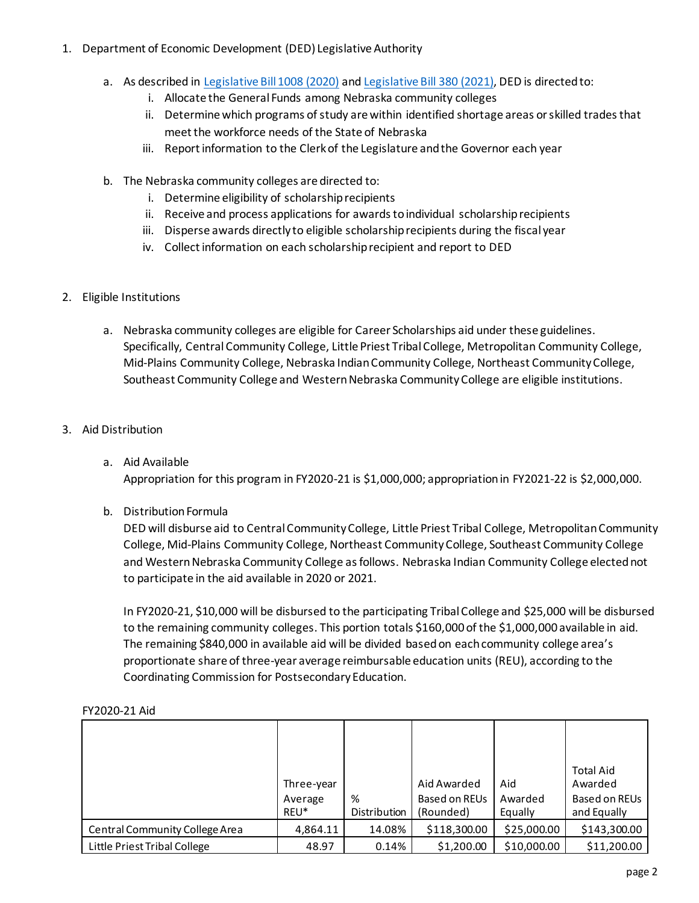1. Department of Economic Development (DED) Legislative Authority

    a. As described in [Legislative Bill 1008 (2020)] and [Legislative Bill 380 (2021)], DED is directed to:
        i. Allocate the General Funds among Nebraska community colleges
        ii. Determine which programs of study are within identified shortage areas or skilled trades that meet the workforce needs of the State of Nebraska
        iii. Report information to the Clerk of the Legislature and the Governor each year

    b. The Nebraska community colleges are directed to:
        i. Determine eligibility of scholarship recipients
        ii. Receive and process applications for awards to individual scholarship recipients
        iii. Disperse awards directly to eligible scholarship recipients during the fiscal year
        iv. Collect information on each scholarship recipient and report to DED

2. Eligible Institutions

    a. Nebraska community colleges are eligible for Career Scholarships aid under these guidelines. Specifically, Central Community College, Little Priest Tribal College, Metropolitan Community College, Mid-Plains Community College, Nebraska Indian Community College, Northeast Community College, Southeast Community College and Western Nebraska Community College are eligible institutions.

3. Aid Distribution

    a. Aid Available
    Appropriation for this program in FY2020-21 is $1,000,000; appropriation in FY2021-22 is $2,000,000.

    b. Distribution Formula
    DED will disburse aid to Central Community College, Little Priest Tribal College, Metropolitan Community College, Mid-Plains Community College, Northeast Community College, Southeast Community College and Western Nebraska Community College as follows. Nebraska Indian Community College elected not to participate in the aid available in 2020 or 2021.

    In FY2020-21, $10,000 will be disbursed to the participating Tribal College and $25,000 will be disbursed to the remaining community colleges. This portion totals $160,000 of the $1,000,000 available in aid. The remaining $840,000 in available aid will be divided based on each community college area's proportionate share of three-year average reimbursable education units (REU), according to the Coordinating Commission for Postsecondary Education.

FY2020-21 Aid

| | Three-year Average REU* | % Distribution | Aid Awarded Based on REUs (Rounded) | Aid Awarded Equally | Total Aid Awarded Based on REUs and Equally |
|---|---|---|---|---|---|
| Central Community College Area | 4,864.11 | 14.08% | $118,300.00 | $25,000.00 | $143,300.00 |
| Little Priest Tribal College | 48.97 | 0.14% | $1,200.00 | $10,000.00 | $11,200.00 |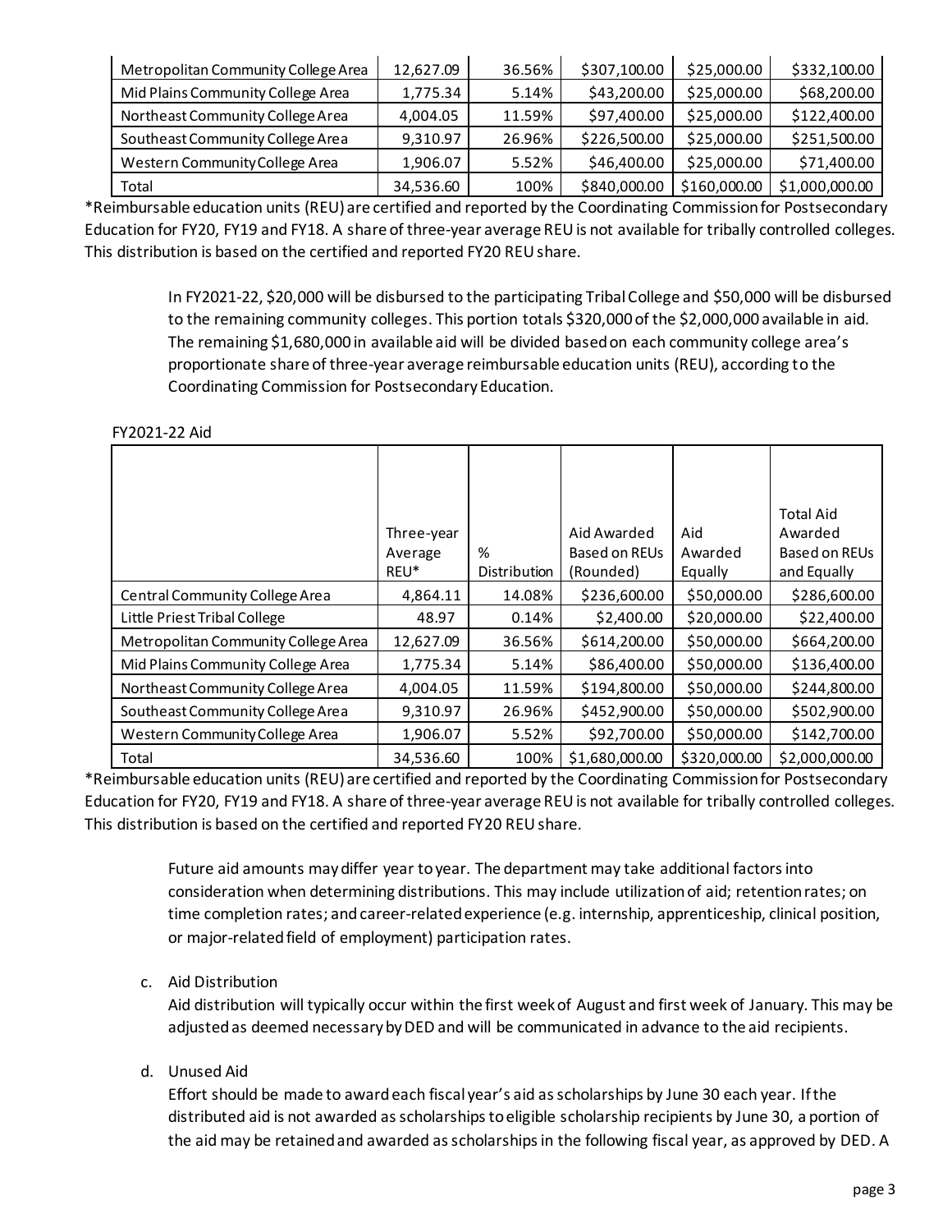| Metropolitan Community College Area | 12,627.09 | 36.56% | $307,100.00 | $25,000.00 | $332,100.00 |
|---|---|---|---|---|---|
| Mid Plains Community College Area | 1,775.34 | 5.14% | $43,200.00 | $25,000.00 | $68,200.00 |
| Northeast Community College Area | 4,004.05 | 11.59% | $97,400.00 | $25,000.00 | $122,400.00 |
| Southeast Community College Area | 9,310.97 | 26.96% | $226,500.00 | $25,000.00 | $251,500.00 |
| Western Community College Area | 1,906.07 | 5.52% | $46,400.00 | $25,000.00 | $71,400.00 |
| Total | 34,536.60 | 100% | $840,000.00 | $160,000.00 | $1,000,000.00 |

*Reimbursable education units (REU) are certified and reported by the Coordinating Commission for Postsecondary Education for FY20, FY19 and FY18. A share of three-year average REU is not available for tribally controlled colleges. This distribution is based on the certified and reported FY20 REU share.

In FY2021-22, $20,000 will be disbursed to the participating Tribal College and $50,000 will be disbursed to the remaining community colleges. This portion totals $320,000 of the $2,000,000 available in aid. The remaining $1,680,000 in available aid will be divided based on each community college area's proportionate share of three-year average reimbursable education units (REU), according to the Coordinating Commission for Postsecondary Education.

FY2021-22 Aid

| | Three-year Average REU* | % Distribution | Aid Awarded Based on REUs (Rounded) | Aid Awarded Equally | Total Aid Awarded Based on REUs and Equally |
|---|---|---|---|---|---|
| Central Community College Area | 4,864.11 | 14.08% | $236,600.00 | $50,000.00 | $286,600.00 |
| Little Priest Tribal College | 48.97 | 0.14% | $2,400.00 | $20,000.00 | $22,400.00 |
| Metropolitan Community College Area | 12,627.09 | 36.56% | $614,200.00 | $50,000.00 | $664,200.00 |
| Mid Plains Community College Area | 1,775.34 | 5.14% | $86,400.00 | $50,000.00 | $136,400.00 |
| Northeast Community College Area | 4,004.05 | 11.59% | $194,800.00 | $50,000.00 | $244,800.00 |
| Southeast Community College Area | 9,310.97 | 26.96% | $452,900.00 | $50,000.00 | $502,900.00 |
| Western Community College Area | 1,906.07 | 5.52% | $92,700.00 | $50,000.00 | $142,700.00 |
| Total | 34,536.60 | 100% | $1,680,000.00 | $320,000.00 | $2,000,000.00 |

*Reimbursable education units (REU) are certified and reported by the Coordinating Commission for Postsecondary Education for FY20, FY19 and FY18. A share of three-year average REU is not available for tribally controlled colleges. This distribution is based on the certified and reported FY20 REU share.

Future aid amounts may differ year to year. The department may take additional factors into consideration when determining distributions. This may include utilization of aid; retention rates; on time completion rates; and career-related experience (e.g. internship, apprenticeship, clinical position, or major-related field of employment) participation rates.

c. Aid Distribution

Aid distribution will typically occur within the first week of August and first week of January. This may be adjusted as deemed necessary by DED and will be communicated in advance to the aid recipients.

d. Unused Aid

Effort should be made to award each fiscal year's aid as scholarships by June 30 each year. If the distributed aid is not awarded as scholarships to eligible scholarship recipients by June 30, a portion of the aid may be retained and awarded as scholarships in the following fiscal year, as approved by DED. A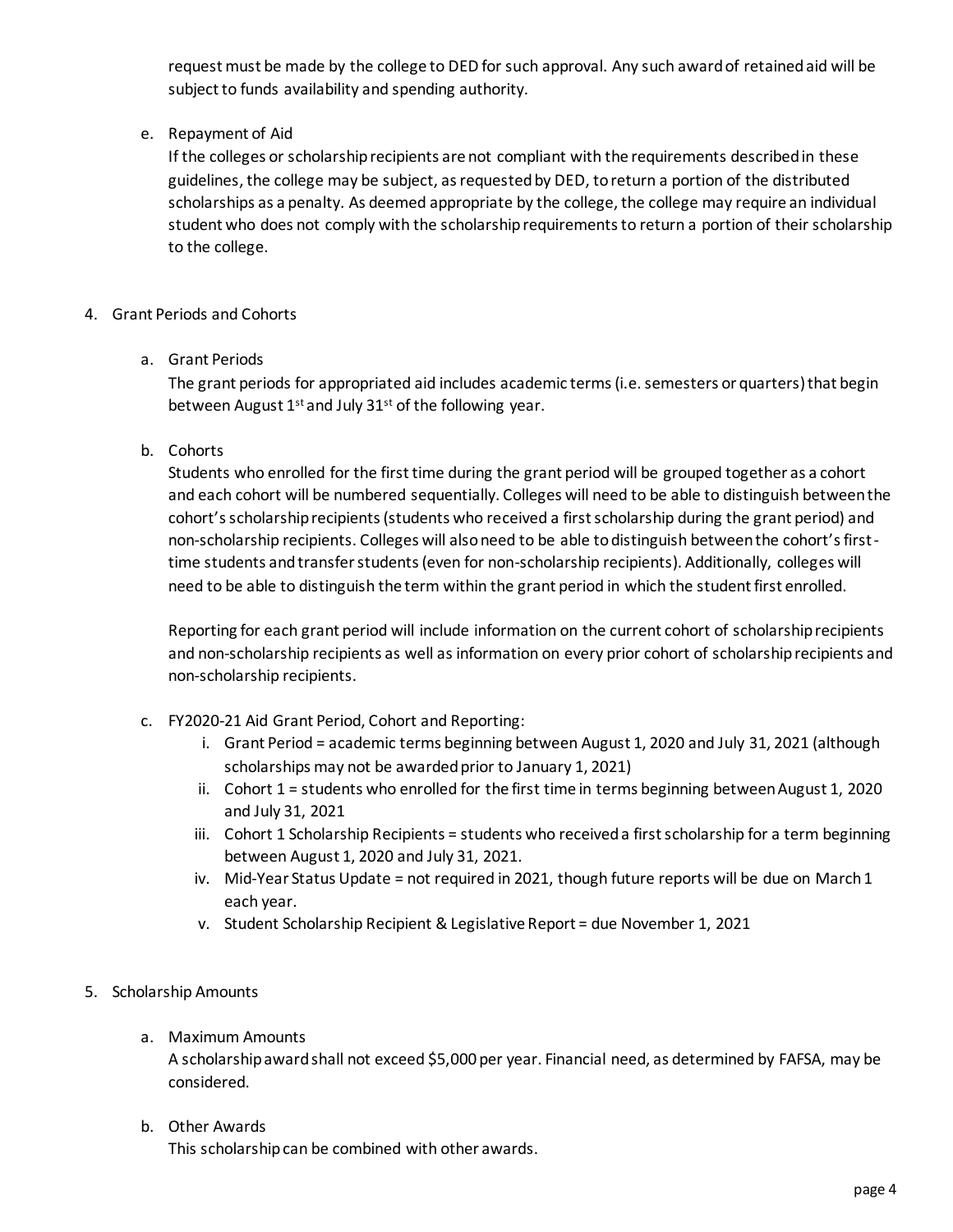request must be made by the college to DED for such approval. Any such award of retained aid will be subject to funds availability and spending authority.

e. Repayment of Aid

   If the colleges or scholarship recipients are not compliant with the requirements described in these guidelines, the college may be subject, as requested by DED, to return a portion of the distributed scholarships as a penalty. As deemed appropriate by the college, the college may require an individual student who does not comply with the scholarship requirements to return a portion of their scholarship to the college.

4. Grant Periods and Cohorts

   a. Grant Periods

      The grant periods for appropriated aid includes academic terms (i.e. semesters or quarters) that begin between August 1st and July 31st of the following year.

   b. Cohorts

      Students who enrolled for the first time during the grant period will be grouped together as a cohort and each cohort will be numbered sequentially. Colleges will need to be able to distinguish between the cohort's scholarship recipients (students who received a first scholarship during the grant period) and non-scholarship recipients. Colleges will also need to be able to distinguish between the cohort's first-time students and transfer students (even for non-scholarship recipients). Additionally, colleges will need to be able to distinguish the term within the grant period in which the student first enrolled.

      Reporting for each grant period will include information on the current cohort of scholarship recipients and non-scholarship recipients as well as information on every prior cohort of scholarship recipients and non-scholarship recipients.

   c. FY2020-21 Aid Grant Period, Cohort and Reporting:

      i. Grant Period = academic terms beginning between August 1, 2020 and July 31, 2021 (although scholarships may not be awarded prior to January 1, 2021)
      ii. Cohort 1 = students who enrolled for the first time in terms beginning between August 1, 2020 and July 31, 2021
      iii. Cohort 1 Scholarship Recipients = students who received a first scholarship for a term beginning between August 1, 2020 and July 31, 2021.
      iv. Mid-Year Status Update = not required in 2021, though future reports will be due on March 1 each year.
      v. Student Scholarship Recipient & Legislative Report = due November 1, 2021

5. Scholarship Amounts

   a. Maximum Amounts

      A scholarship award shall not exceed $5,000 per year. Financial need, as determined by FAFSA, may be considered.

   b. Other Awards

      This scholarship can be combined with other awards.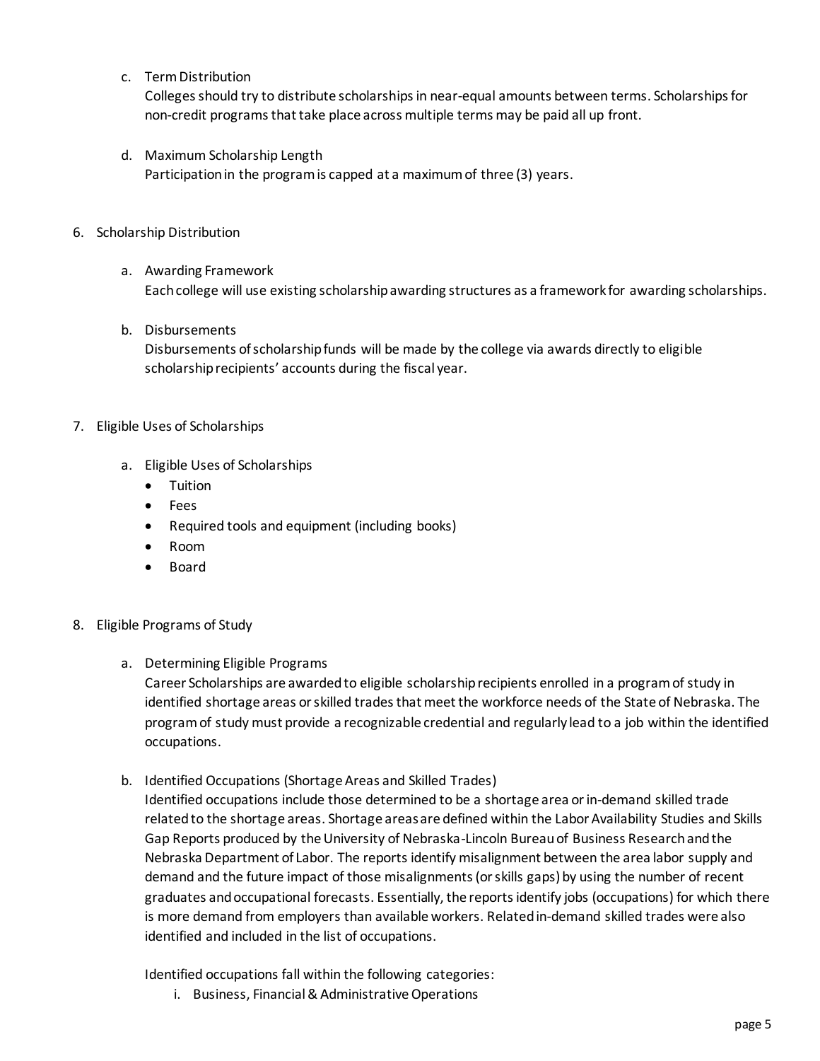c. Term Distribution

   Colleges should try to distribute scholarships in near-equal amounts between terms. Scholarships for non-credit programs that take place across multiple terms may be paid all up front.

d. Maximum Scholarship Length

   Participation in the program is capped at a maximum of three (3) years.

6. Scholarship Distribution

   a. Awarding Framework

      Each college will use existing scholarship awarding structures as a framework for awarding scholarships.

   b. Disbursements

      Disbursements of scholarship funds will be made by the college via awards directly to eligible scholarship recipients' accounts during the fiscal year.

7. Eligible Uses of Scholarships

   a. Eligible Uses of Scholarships
      - Tuition
      - Fees
      - Required tools and equipment (including books)
      - Room
      - Board

8. Eligible Programs of Study

   a. Determining Eligible Programs

      Career Scholarships are awarded to eligible scholarship recipients enrolled in a program of study in identified shortage areas or skilled trades that meet the workforce needs of the State of Nebraska. The program of study must provide a recognizable credential and regularly lead to a job within the identified occupations.

   b. Identified Occupations (Shortage Areas and Skilled Trades)

      Identified occupations include those determined to be a shortage area or in-demand skilled trade related to the shortage areas. Shortage areas are defined within the Labor Availability Studies and Skills Gap Reports produced by the University of Nebraska-Lincoln Bureau of Business Research and the Nebraska Department of Labor. The reports identify misalignment between the area labor supply and demand and the future impact of those misalignments (or skills gaps) by using the number of recent graduates and occupational forecasts. Essentially, the reports identify jobs (occupations) for which there is more demand from employers than available workers. Related in-demand skilled trades were also identified and included in the list of occupations.

      Identified occupations fall within the following categories:

      i. Business, Financial & Administrative Operations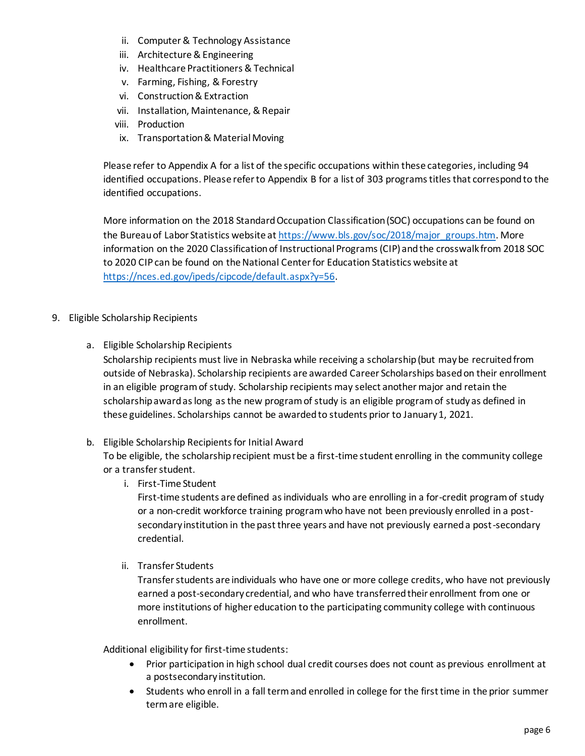ii. Computer & Technology Assistance
iii. Architecture & Engineering
iv. Healthcare Practitioners & Technical
v. Farming, Fishing, & Forestry
vi. Construction & Extraction
vii. Installation, Maintenance, & Repair
viii. Production
ix. Transportation & Material Moving

Please refer to Appendix A for a list of the specific occupations within these categories, including 94 identified occupations. Please refer to Appendix B for a list of 303 programs titles that correspond to the identified occupations.

More information on the 2018 Standard Occupation Classification (SOC) occupations can be found on the Bureau of Labor Statistics website at https://www.bls.gov/soc/2018/major_groups.htm. More information on the 2020 Classification of Instructional Programs (CIP) and the crosswalk from 2018 SOC to 2020 CIP can be found on the National Center for Education Statistics website at https://nces.ed.gov/ipeds/cipcode/default.aspx?y=56.

9. Eligible Scholarship Recipients

   a. Eligible Scholarship Recipients

      Scholarship recipients must live in Nebraska while receiving a scholarship (but may be recruited from outside of Nebraska). Scholarship recipients are awarded Career Scholarships based on their enrollment in an eligible program of study. Scholarship recipients may select another major and retain the scholarship award as long as the new program of study is an eligible program of study as defined in these guidelines. Scholarships cannot be awarded to students prior to January 1, 2021.

   b. Eligible Scholarship Recipients for Initial Award

      To be eligible, the scholarship recipient must be a first-time student enrolling in the community college or a transfer student.

      i. First-Time Student

         First-time students are defined as individuals who are enrolling in a for-credit program of study or a non-credit workforce training program who have not been previously enrolled in a post-secondary institution in the past three years and have not previously earned a post-secondary credential.

      ii. Transfer Students

         Transfer students are individuals who have one or more college credits, who have not previously earned a post-secondary credential, and who have transferred their enrollment from one or more institutions of higher education to the participating community college with continuous enrollment.

      Additional eligibility for first-time students:

      - Prior participation in high school dual credit courses does not count as previous enrollment at a postsecondary institution.
      - Students who enroll in a fall term and enrolled in college for the first time in the prior summer term are eligible.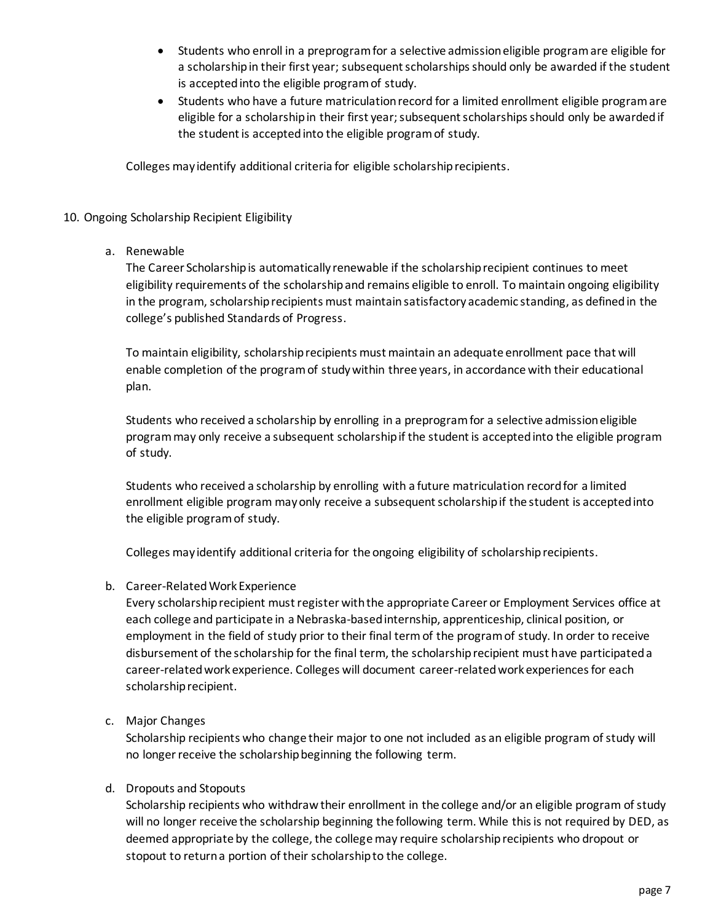- Students who enroll in a preprogram for a selective admission eligible program are eligible for a scholarship in their first year; subsequent scholarships should only be awarded if the student is accepted into the eligible program of study.
- Students who have a future matriculation record for a limited enrollment eligible program are eligible for a scholarship in their first year; subsequent scholarships should only be awarded if the student is accepted into the eligible program of study.

Colleges may identify additional criteria for eligible scholarship recipients.

10. Ongoing Scholarship Recipient Eligibility

a. Renewable

The Career Scholarship is automatically renewable if the scholarship recipient continues to meet eligibility requirements of the scholarship and remains eligible to enroll. To maintain ongoing eligibility in the program, scholarship recipients must maintain satisfactory academic standing, as defined in the college's published Standards of Progress.

To maintain eligibility, scholarship recipients must maintain an adequate enrollment pace that will enable completion of the program of study within three years, in accordance with their educational plan.

Students who received a scholarship by enrolling in a preprogram for a selective admission eligible program may only receive a subsequent scholarship if the student is accepted into the eligible program of study.

Students who received a scholarship by enrolling with a future matriculation record for a limited enrollment eligible program may only receive a subsequent scholarship if the student is accepted into the eligible program of study.

Colleges may identify additional criteria for the ongoing eligibility of scholarship recipients.

b. Career-Related Work Experience

Every scholarship recipient must register with the appropriate Career or Employment Services office at each college and participate in a Nebraska-based internship, apprenticeship, clinical position, or employment in the field of study prior to their final term of the program of study. In order to receive disbursement of the scholarship for the final term, the scholarship recipient must have participated a career-related work experience. Colleges will document career-related work experiences for each scholarship recipient.

c. Major Changes

Scholarship recipients who change their major to one not included as an eligible program of study will no longer receive the scholarship beginning the following term.

d. Dropouts and Stopouts

Scholarship recipients who withdraw their enrollment in the college and/or an eligible program of study will no longer receive the scholarship beginning the following term. While this is not required by DED, as deemed appropriate by the college, the college may require scholarship recipients who dropout or stopout to return a portion of their scholarship to the college.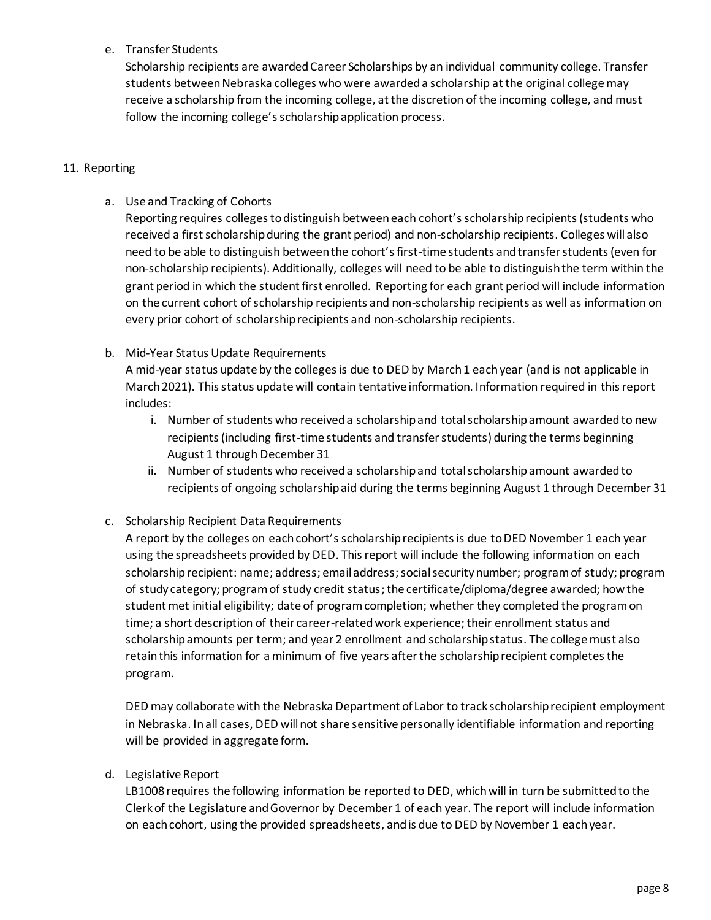e. Transfer Students

Scholarship recipients are awarded Career Scholarships by an individual community college. Transfer students between Nebraska colleges who were awarded a scholarship at the original college may receive a scholarship from the incoming college, at the discretion of the incoming college, and must follow the incoming college's scholarship application process.

11. Reporting

a. Use and Tracking of Cohorts

Reporting requires colleges to distinguish between each cohort's scholarship recipients (students who received a first scholarship during the grant period) and non-scholarship recipients. Colleges will also need to be able to distinguish between the cohort's first-time students and transfer students (even for non-scholarship recipients). Additionally, colleges will need to be able to distinguish the term within the grant period in which the student first enrolled. Reporting for each grant period will include information on the current cohort of scholarship recipients and non-scholarship recipients as well as information on every prior cohort of scholarship recipients and non-scholarship recipients.

b. Mid-Year Status Update Requirements

A mid-year status update by the colleges is due to DED by March 1 each year (and is not applicable in March 2021). This status update will contain tentative information. Information required in this report includes:

i. Number of students who received a scholarship and total scholarship amount awarded to new recipients (including first-time students and transfer students) during the terms beginning August 1 through December 31

ii. Number of students who received a scholarship and total scholarship amount awarded to recipients of ongoing scholarship aid during the terms beginning August 1 through December 31

c. Scholarship Recipient Data Requirements

A report by the colleges on each cohort's scholarship recipients is due to DED November 1 each year using the spreadsheets provided by DED. This report will include the following information on each scholarship recipient: name; address; email address; social security number; program of study; program of study category; program of study credit status; the certificate/diploma/degree awarded; how the student met initial eligibility; date of program completion; whether they completed the program on time; a short description of their career-related work experience; their enrollment status and scholarship amounts per term; and year 2 enrollment and scholarship status. The college must also retain this information for a minimum of five years after the scholarship recipient completes the program.

DED may collaborate with the Nebraska Department of Labor to track scholarship recipient employment in Nebraska. In all cases, DED will not share sensitive personally identifiable information and reporting will be provided in aggregate form.

d. Legislative Report

LB1008 requires the following information be reported to DED, which will in turn be submitted to the Clerk of the Legislature and Governor by December 1 of each year. The report will include information on each cohort, using the provided spreadsheets, and is due to DED by November 1 each year.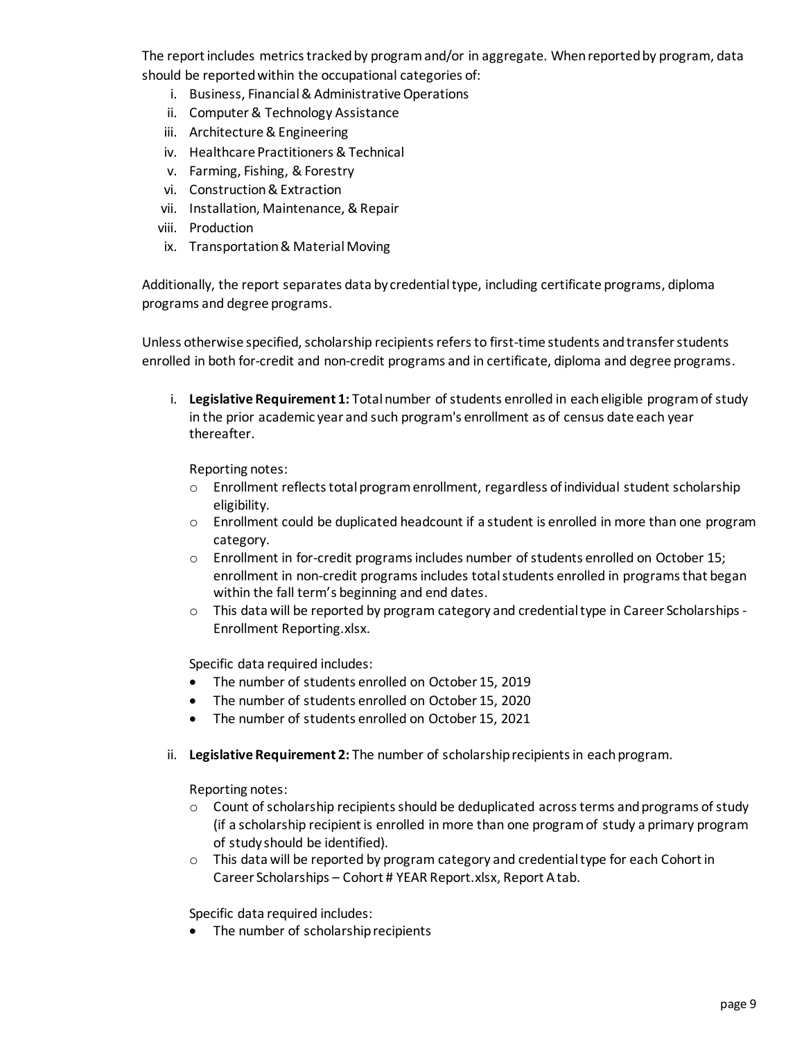The report includes metrics tracked by program and/or in aggregate. When reported by program, data should be reported within the occupational categories of:

i. Business, Financial & Administrative Operations
ii. Computer & Technology Assistance
iii. Architecture & Engineering
iv. Healthcare Practitioners & Technical
v. Farming, Fishing, & Forestry
vi. Construction & Extraction
vii. Installation, Maintenance, & Repair
viii. Production
ix. Transportation & Material Moving

Additionally, the report separates data by credential type, including certificate programs, diploma programs and degree programs.

Unless otherwise specified, scholarship recipients refers to first-time students and transfer students enrolled in both for-credit and non-credit programs and in certificate, diploma and degree programs.

i. **Legislative Requirement 1:** Total number of students enrolled in each eligible program of study in the prior academic year and such program's enrollment as of census date each year thereafter.

   Reporting notes:
   - Enrollment reflects total program enrollment, regardless of individual student scholarship eligibility.
   - Enrollment could be duplicated headcount if a student is enrolled in more than one program category.
   - Enrollment in for-credit programs includes number of students enrolled on October 15; enrollment in non-credit programs includes total students enrolled in programs that began within the fall term's beginning and end dates.
   - This data will be reported by program category and credential type in Career Scholarships - Enrollment Reporting.xlsx.

   Specific data required includes:
   - The number of students enrolled on October 15, 2019
   - The number of students enrolled on October 15, 2020
   - The number of students enrolled on October 15, 2021

ii. **Legislative Requirement 2:** The number of scholarship recipients in each program.

   Reporting notes:
   - Count of scholarship recipients should be deduplicated across terms and programs of study (if a scholarship recipient is enrolled in more than one program of study a primary program of study should be identified).
   - This data will be reported by program category and credential type for each Cohort in Career Scholarships – Cohort # YEAR Report.xlsx, Report A tab.

   Specific data required includes:
   - The number of scholarship recipients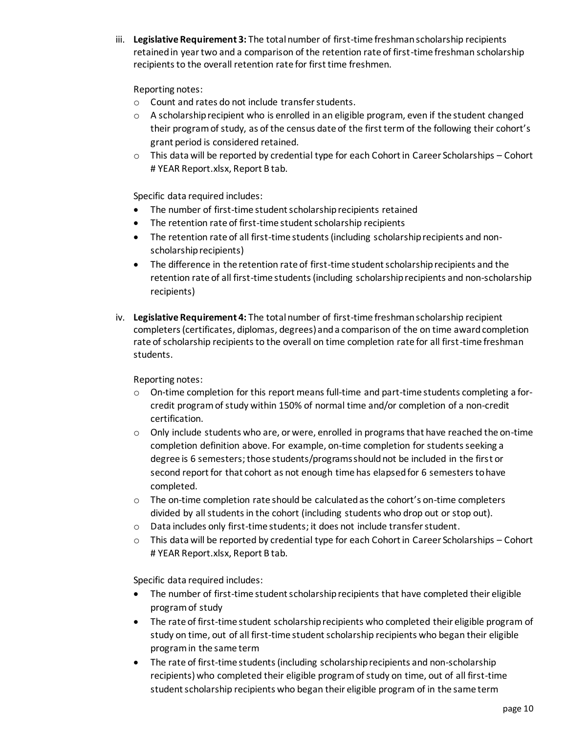iii. **Legislative Requirement 3:** The total number of first-time freshman scholarship recipients retained in year two and a comparison of the retention rate of first-time freshman scholarship recipients to the overall retention rate for first time freshmen.

   Reporting notes:

   - Count and rates do not include transfer students.
   - A scholarship recipient who is enrolled in an eligible program, even if the student changed their program of study, as of the census date of the first term of the following their cohort's grant period is considered retained.
   - This data will be reported by credential type for each Cohort in Career Scholarships – Cohort # YEAR Report.xlsx, Report B tab.

   Specific data required includes:

   - The number of first-time student scholarship recipients retained
   - The retention rate of first-time student scholarship recipients
   - The retention rate of all first-time students (including scholarship recipients and non-scholarship recipients)
   - The difference in the retention rate of first-time student scholarship recipients and the retention rate of all first-time students (including scholarship recipients and non-scholarship recipients)

iv. **Legislative Requirement 4:** The total number of first-time freshman scholarship recipient completers (certificates, diplomas, degrees) and a comparison of the on time award completion rate of scholarship recipients to the overall on time completion rate for all first-time freshman students.

   Reporting notes:

   - On-time completion for this report means full-time and part-time students completing a for-credit program of study within 150% of normal time and/or completion of a non-credit certification.
   - Only include students who are, or were, enrolled in programs that have reached the on-time completion definition above. For example, on-time completion for students seeking a degree is 6 semesters; those students/programs should not be included in the first or second report for that cohort as not enough time has elapsed for 6 semesters to have completed.
   - The on-time completion rate should be calculated as the cohort's on-time completers divided by all students in the cohort (including students who drop out or stop out).
   - Data includes only first-time students; it does not include transfer student.
   - This data will be reported by credential type for each Cohort in Career Scholarships – Cohort # YEAR Report.xlsx, Report B tab.

   Specific data required includes:

   - The number of first-time student scholarship recipients that have completed their eligible program of study
   - The rate of first-time student scholarship recipients who completed their eligible program of study on time, out of all first-time student scholarship recipients who began their eligible program in the same term
   - The rate of first-time students (including scholarship recipients and non-scholarship recipients) who completed their eligible program of study on time, out of all first-time student scholarship recipients who began their eligible program of in the same term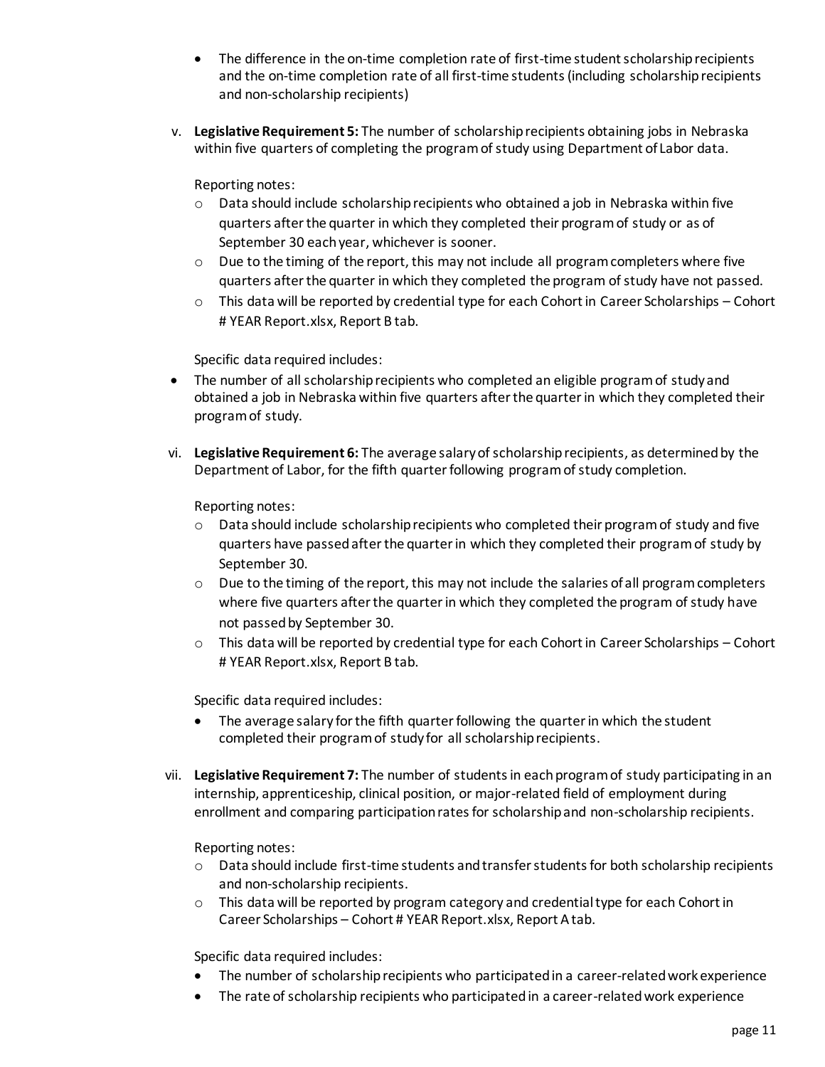- The difference in the on-time completion rate of first-time student scholarship recipients and the on-time completion rate of all first-time students (including scholarship recipients and non-scholarship recipients)

v. **Legislative Requirement 5:** The number of scholarship recipients obtaining jobs in Nebraska within five quarters of completing the program of study using Department of Labor data.

   Reporting notes:
   - Data should include scholarship recipients who obtained a job in Nebraska within five quarters after the quarter in which they completed their program of study or as of September 30 each year, whichever is sooner.
   - Due to the timing of the report, this may not include all program completers where five quarters after the quarter in which they completed the program of study have not passed.
   - This data will be reported by credential type for each Cohort in Career Scholarships – Cohort # YEAR Report.xlsx, Report B tab.

   Specific data required includes:
   - The number of all scholarship recipients who completed an eligible program of study and obtained a job in Nebraska within five quarters after the quarter in which they completed their program of study.

vi. **Legislative Requirement 6:** The average salary of scholarship recipients, as determined by the Department of Labor, for the fifth quarter following program of study completion.

   Reporting notes:
   - Data should include scholarship recipients who completed their program of study and five quarters have passed after the quarter in which they completed their program of study by September 30.
   - Due to the timing of the report, this may not include the salaries of all program completers where five quarters after the quarter in which they completed the program of study have not passed by September 30.
   - This data will be reported by credential type for each Cohort in Career Scholarships – Cohort # YEAR Report.xlsx, Report B tab.

   Specific data required includes:
   - The average salary for the fifth quarter following the quarter in which the student completed their program of study for all scholarship recipients.

vii. **Legislative Requirement 7:** The number of students in each program of study participating in an internship, apprenticeship, clinical position, or major-related field of employment during enrollment and comparing participation rates for scholarship and non-scholarship recipients.

   Reporting notes:
   - Data should include first-time students and transfer students for both scholarship recipients and non-scholarship recipients.
   - This data will be reported by program category and credential type for each Cohort in Career Scholarships – Cohort # YEAR Report.xlsx, Report A tab.

   Specific data required includes:
   - The number of scholarship recipients who participated in a career-related work experience
   - The rate of scholarship recipients who participated in a career-related work experience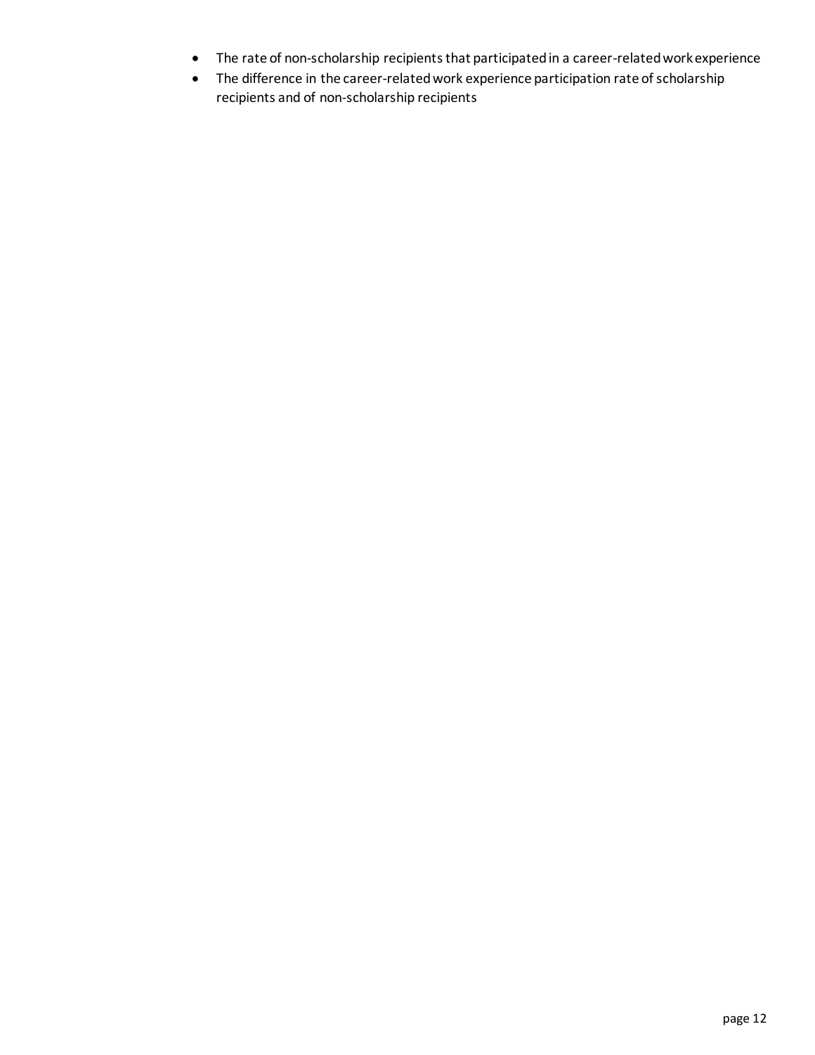- The rate of non-scholarship recipients that participated in a career-related work experience
- The difference in the career-related work experience participation rate of scholarship recipients and of non-scholarship recipients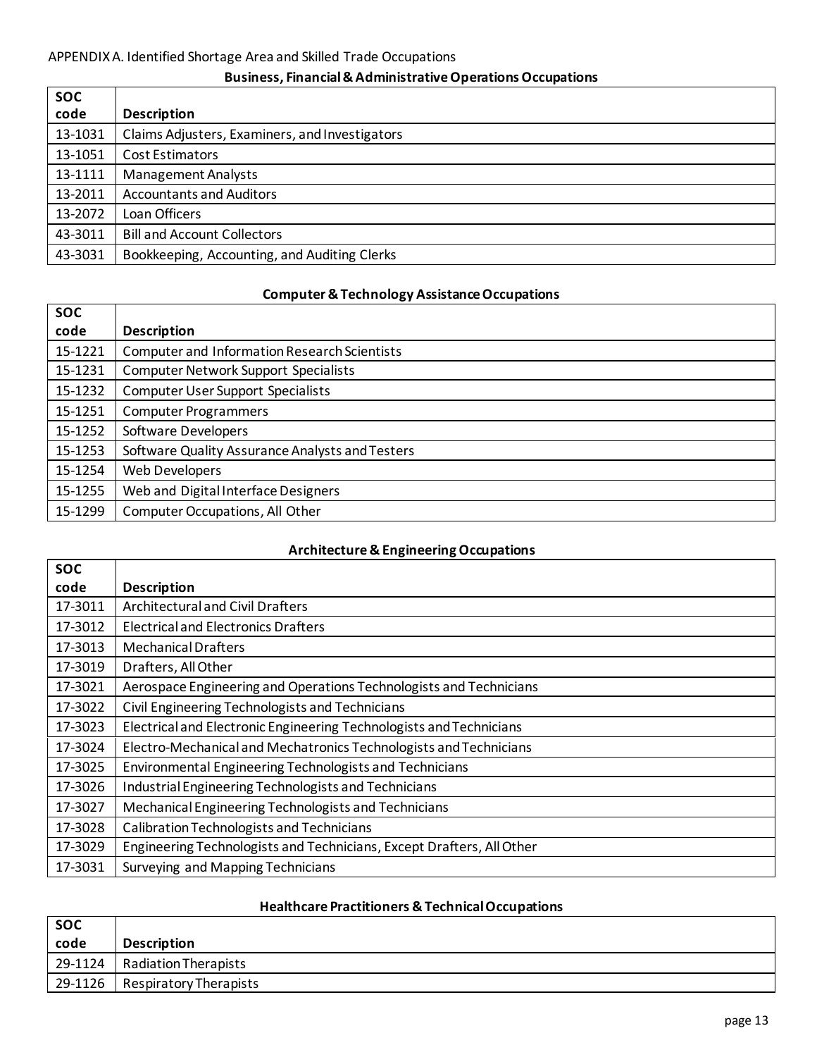APPENDIX A. Identified Shortage Area and Skilled Trade Occupations

### Business, Financial & Administrative Operations Occupations

| SOC code | Description |
|---|---|
| 13-1031 | Claims Adjusters, Examiners, and Investigators |
| 13-1051 | Cost Estimators |
| 13-1111 | Management Analysts |
| 13-2011 | Accountants and Auditors |
| 13-2072 | Loan Officers |
| 43-3011 | Bill and Account Collectors |
| 43-3031 | Bookkeeping, Accounting, and Auditing Clerks |

### Computer & Technology Assistance Occupations

| SOC code | Description |
|---|---|
| 15-1221 | Computer and Information Research Scientists |
| 15-1231 | Computer Network Support Specialists |
| 15-1232 | Computer User Support Specialists |
| 15-1251 | Computer Programmers |
| 15-1252 | Software Developers |
| 15-1253 | Software Quality Assurance Analysts and Testers |
| 15-1254 | Web Developers |
| 15-1255 | Web and Digital Interface Designers |
| 15-1299 | Computer Occupations, All Other |

### Architecture & Engineering Occupations

| SOC code | Description |
|---|---|
| 17-3011 | Architectural and Civil Drafters |
| 17-3012 | Electrical and Electronics Drafters |
| 17-3013 | Mechanical Drafters |
| 17-3019 | Drafters, All Other |
| 17-3021 | Aerospace Engineering and Operations Technologists and Technicians |
| 17-3022 | Civil Engineering Technologists and Technicians |
| 17-3023 | Electrical and Electronic Engineering Technologists and Technicians |
| 17-3024 | Electro-Mechanical and Mechatronics Technologists and Technicians |
| 17-3025 | Environmental Engineering Technologists and Technicians |
| 17-3026 | Industrial Engineering Technologists and Technicians |
| 17-3027 | Mechanical Engineering Technologists and Technicians |
| 17-3028 | Calibration Technologists and Technicians |
| 17-3029 | Engineering Technologists and Technicians, Except Drafters, All Other |
| 17-3031 | Surveying and Mapping Technicians |

### Healthcare Practitioners & Technical Occupations

| SOC code | Description |
|---|---|
| 29-1124 | Radiation Therapists |
| 29-1126 | Respiratory Therapists |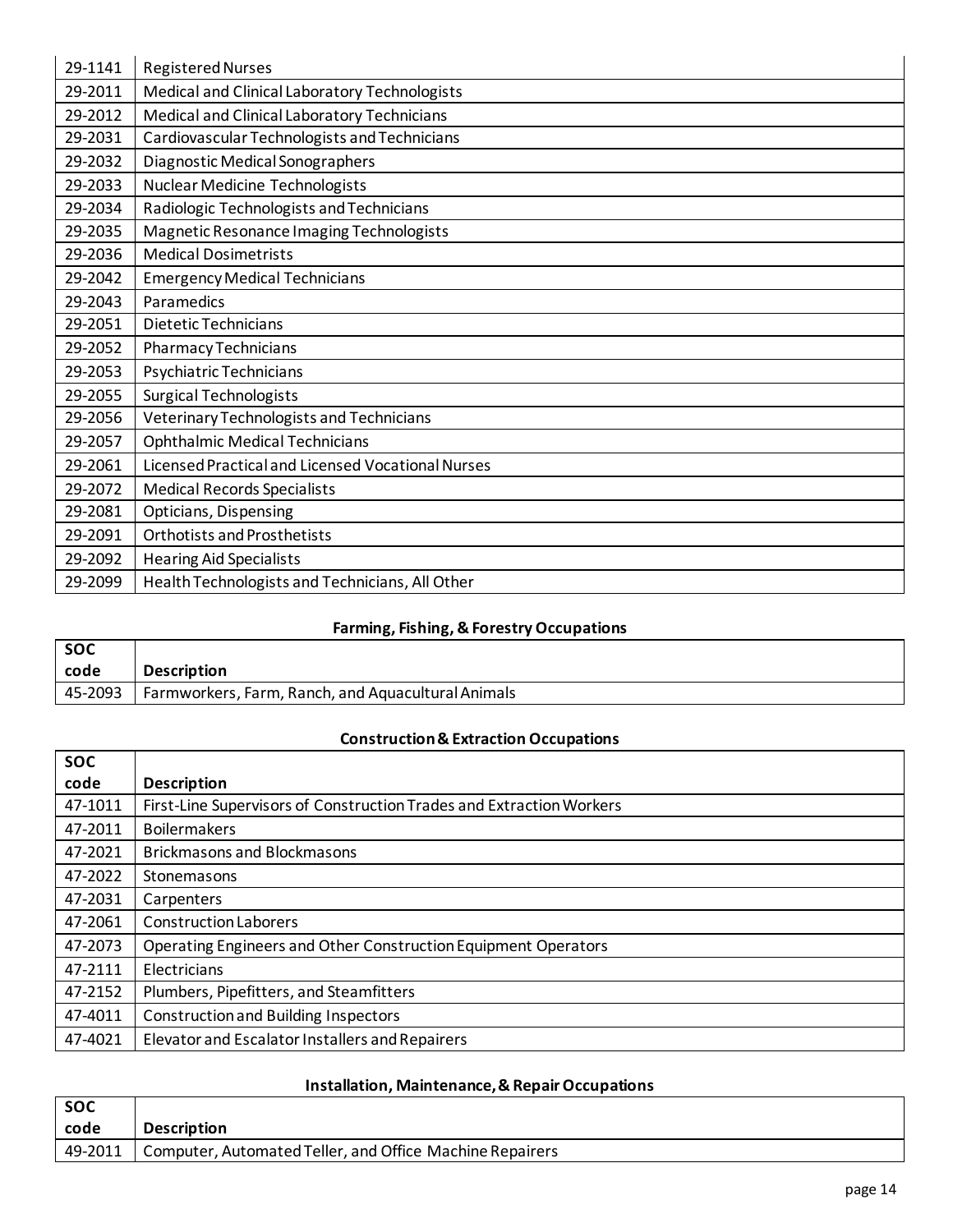| | |
|---|---|
| 29-1141 | Registered Nurses |
| 29-2011 | Medical and Clinical Laboratory Technologists |
| 29-2012 | Medical and Clinical Laboratory Technicians |
| 29-2031 | Cardiovascular Technologists and Technicians |
| 29-2032 | Diagnostic Medical Sonographers |
| 29-2033 | Nuclear Medicine Technologists |
| 29-2034 | Radiologic Technologists and Technicians |
| 29-2035 | Magnetic Resonance Imaging Technologists |
| 29-2036 | Medical Dosimetrists |
| 29-2042 | Emergency Medical Technicians |
| 29-2043 | Paramedics |
| 29-2051 | Dietetic Technicians |
| 29-2052 | Pharmacy Technicians |
| 29-2053 | Psychiatric Technicians |
| 29-2055 | Surgical Technologists |
| 29-2056 | Veterinary Technologists and Technicians |
| 29-2057 | Ophthalmic Medical Technicians |
| 29-2061 | Licensed Practical and Licensed Vocational Nurses |
| 29-2072 | Medical Records Specialists |
| 29-2081 | Opticians, Dispensing |
| 29-2091 | Orthotists and Prosthetists |
| 29-2092 | Hearing Aid Specialists |
| 29-2099 | Health Technologists and Technicians, All Other |

### Farming, Fishing, & Forestry Occupations

| SOC code | Description |
|---|---|
| 45-2093 | Farmworkers, Farm, Ranch, and Aquacultural Animals |

### Construction & Extraction Occupations

| SOC code | Description |
|---|---|
| 47-1011 | First-Line Supervisors of Construction Trades and Extraction Workers |
| 47-2011 | Boilermakers |
| 47-2021 | Brickmasons and Blockmasons |
| 47-2022 | Stonemasons |
| 47-2031 | Carpenters |
| 47-2061 | Construction Laborers |
| 47-2073 | Operating Engineers and Other Construction Equipment Operators |
| 47-2111 | Electricians |
| 47-2152 | Plumbers, Pipefitters, and Steamfitters |
| 47-4011 | Construction and Building Inspectors |
| 47-4021 | Elevator and Escalator Installers and Repairers |

### Installation, Maintenance, & Repair Occupations

| SOC code | Description |
|---|---|
| 49-2011 | Computer, Automated Teller, and Office Machine Repairers |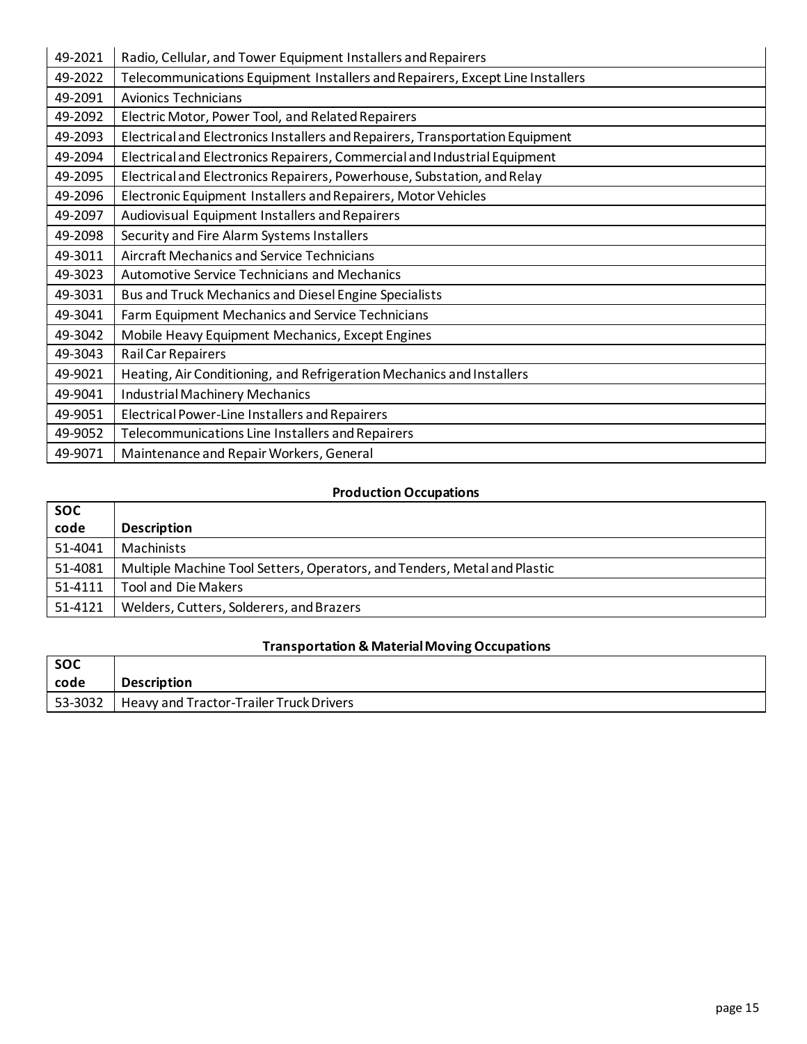| | |
|---|---|
| 49-2021 | Radio, Cellular, and Tower Equipment Installers and Repairers |
| 49-2022 | Telecommunications Equipment Installers and Repairers, Except Line Installers |
| 49-2091 | Avionics Technicians |
| 49-2092 | Electric Motor, Power Tool, and Related Repairers |
| 49-2093 | Electrical and Electronics Installers and Repairers, Transportation Equipment |
| 49-2094 | Electrical and Electronics Repairers, Commercial and Industrial Equipment |
| 49-2095 | Electrical and Electronics Repairers, Powerhouse, Substation, and Relay |
| 49-2096 | Electronic Equipment Installers and Repairers, Motor Vehicles |
| 49-2097 | Audiovisual Equipment Installers and Repairers |
| 49-2098 | Security and Fire Alarm Systems Installers |
| 49-3011 | Aircraft Mechanics and Service Technicians |
| 49-3023 | Automotive Service Technicians and Mechanics |
| 49-3031 | Bus and Truck Mechanics and Diesel Engine Specialists |
| 49-3041 | Farm Equipment Mechanics and Service Technicians |
| 49-3042 | Mobile Heavy Equipment Mechanics, Except Engines |
| 49-3043 | Rail Car Repairers |
| 49-9021 | Heating, Air Conditioning, and Refrigeration Mechanics and Installers |
| 49-9041 | Industrial Machinery Mechanics |
| 49-9051 | Electrical Power-Line Installers and Repairers |
| 49-9052 | Telecommunications Line Installers and Repairers |
| 49-9071 | Maintenance and Repair Workers, General |

**Production Occupations**

| SOC code | Description |
|---|---|
| 51-4041 | Machinists |
| 51-4081 | Multiple Machine Tool Setters, Operators, and Tenders, Metal and Plastic |
| 51-4111 | Tool and Die Makers |
| 51-4121 | Welders, Cutters, Solderers, and Brazers |

**Transportation & Material Moving Occupations**

| SOC code | Description |
|---|---|
| 53-3032 | Heavy and Tractor-Trailer Truck Drivers |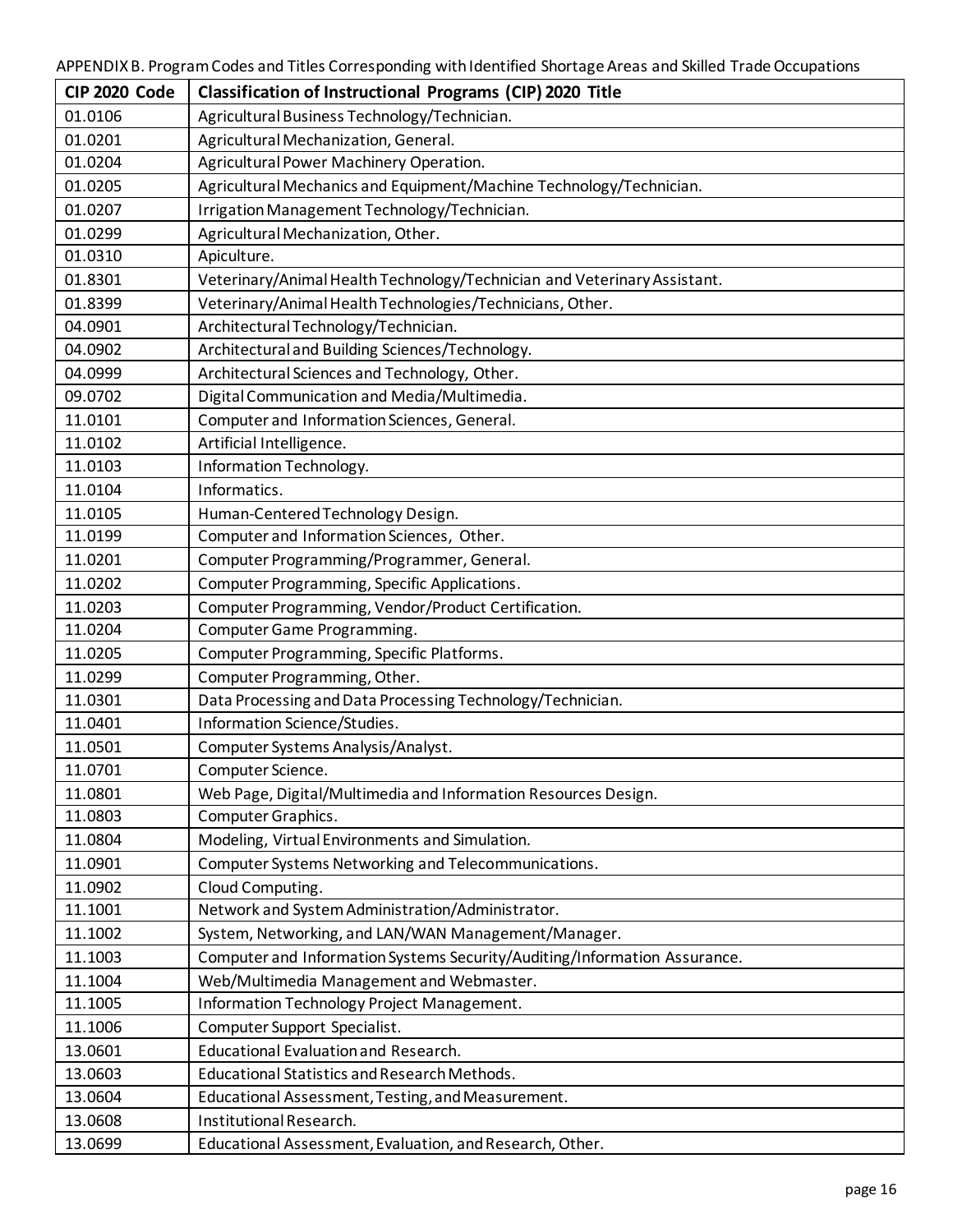APPENDIX B. Program Codes and Titles Corresponding with Identified Shortage Areas and Skilled Trade Occupations

| CIP 2020 Code | Classification of Instructional Programs (CIP) 2020 Title |
|---|---|
| 01.0106 | Agricultural Business Technology/Technician. |
| 01.0201 | Agricultural Mechanization, General. |
| 01.0204 | Agricultural Power Machinery Operation. |
| 01.0205 | Agricultural Mechanics and Equipment/Machine Technology/Technician. |
| 01.0207 | Irrigation Management Technology/Technician. |
| 01.0299 | Agricultural Mechanization, Other. |
| 01.0310 | Apiculture. |
| 01.8301 | Veterinary/Animal Health Technology/Technician and Veterinary Assistant. |
| 01.8399 | Veterinary/Animal Health Technologies/Technicians, Other. |
| 04.0901 | Architectural Technology/Technician. |
| 04.0902 | Architectural and Building Sciences/Technology. |
| 04.0999 | Architectural Sciences and Technology, Other. |
| 09.0702 | Digital Communication and Media/Multimedia. |
| 11.0101 | Computer and Information Sciences, General. |
| 11.0102 | Artificial Intelligence. |
| 11.0103 | Information Technology. |
| 11.0104 | Informatics. |
| 11.0105 | Human-Centered Technology Design. |
| 11.0199 | Computer and Information Sciences, Other. |
| 11.0201 | Computer Programming/Programmer, General. |
| 11.0202 | Computer Programming, Specific Applications. |
| 11.0203 | Computer Programming, Vendor/Product Certification. |
| 11.0204 | Computer Game Programming. |
| 11.0205 | Computer Programming, Specific Platforms. |
| 11.0299 | Computer Programming, Other. |
| 11.0301 | Data Processing and Data Processing Technology/Technician. |
| 11.0401 | Information Science/Studies. |
| 11.0501 | Computer Systems Analysis/Analyst. |
| 11.0701 | Computer Science. |
| 11.0801 | Web Page, Digital/Multimedia and Information Resources Design. |
| 11.0803 | Computer Graphics. |
| 11.0804 | Modeling, Virtual Environments and Simulation. |
| 11.0901 | Computer Systems Networking and Telecommunications. |
| 11.0902 | Cloud Computing. |
| 11.1001 | Network and System Administration/Administrator. |
| 11.1002 | System, Networking, and LAN/WAN Management/Manager. |
| 11.1003 | Computer and Information Systems Security/Auditing/Information Assurance. |
| 11.1004 | Web/Multimedia Management and Webmaster. |
| 11.1005 | Information Technology Project Management. |
| 11.1006 | Computer Support Specialist. |
| 13.0601 | Educational Evaluation and Research. |
| 13.0603 | Educational Statistics and Research Methods. |
| 13.0604 | Educational Assessment, Testing, and Measurement. |
| 13.0608 | Institutional Research. |
| 13.0699 | Educational Assessment, Evaluation, and Research, Other. |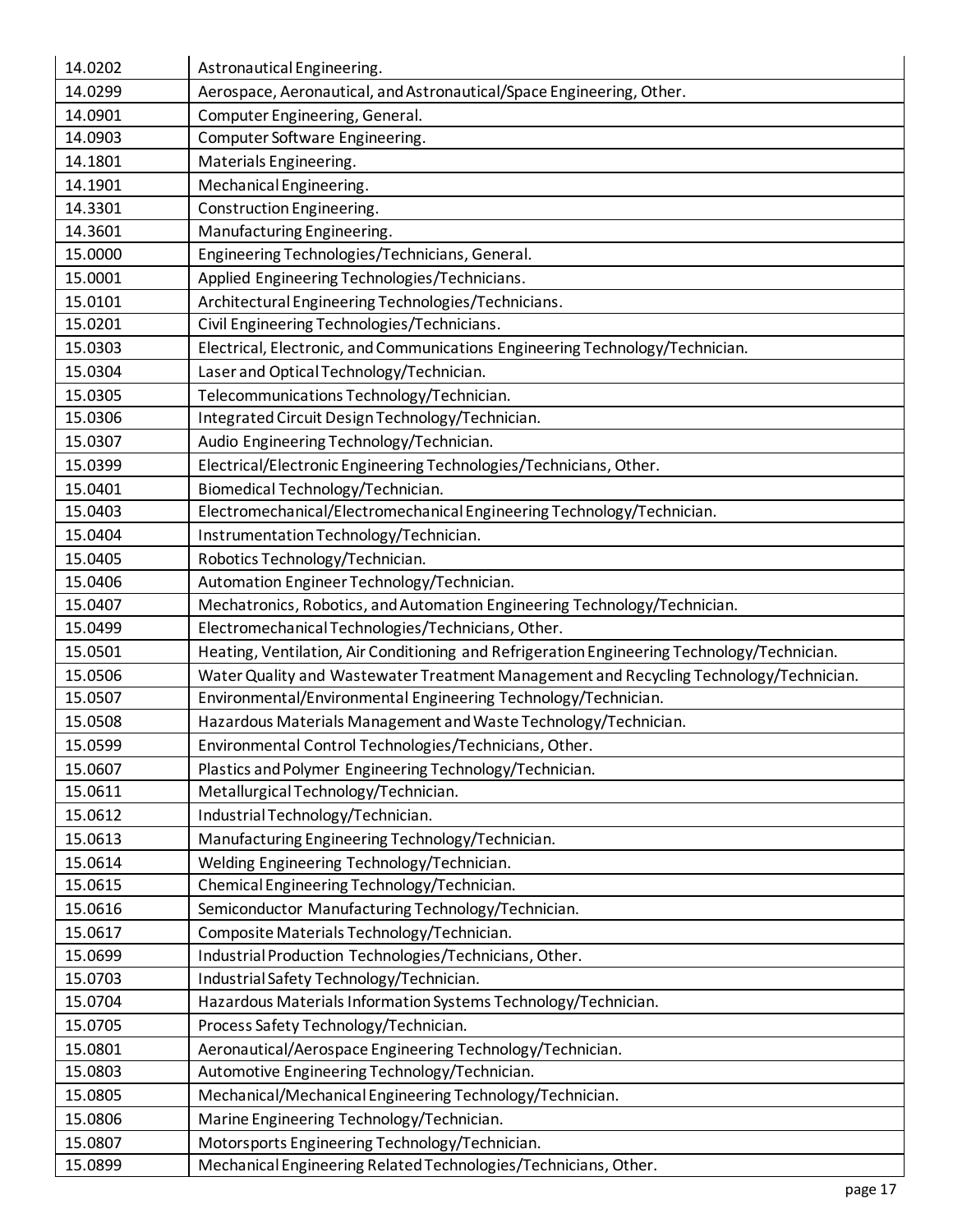| | |
|---|---|
| 14.0202 | Astronautical Engineering. |
| 14.0299 | Aerospace, Aeronautical, and Astronautical/Space Engineering, Other. |
| 14.0901 | Computer Engineering, General. |
| 14.0903 | Computer Software Engineering. |
| 14.1801 | Materials Engineering. |
| 14.1901 | Mechanical Engineering. |
| 14.3301 | Construction Engineering. |
| 14.3601 | Manufacturing Engineering. |
| 15.0000 | Engineering Technologies/Technicians, General. |
| 15.0001 | Applied Engineering Technologies/Technicians. |
| 15.0101 | Architectural Engineering Technologies/Technicians. |
| 15.0201 | Civil Engineering Technologies/Technicians. |
| 15.0303 | Electrical, Electronic, and Communications Engineering Technology/Technician. |
| 15.0304 | Laser and Optical Technology/Technician. |
| 15.0305 | Telecommunications Technology/Technician. |
| 15.0306 | Integrated Circuit Design Technology/Technician. |
| 15.0307 | Audio Engineering Technology/Technician. |
| 15.0399 | Electrical/Electronic Engineering Technologies/Technicians, Other. |
| 15.0401 | Biomedical Technology/Technician. |
| 15.0403 | Electromechanical/Electromechanical Engineering Technology/Technician. |
| 15.0404 | Instrumentation Technology/Technician. |
| 15.0405 | Robotics Technology/Technician. |
| 15.0406 | Automation Engineer Technology/Technician. |
| 15.0407 | Mechatronics, Robotics, and Automation Engineering Technology/Technician. |
| 15.0499 | Electromechanical Technologies/Technicians, Other. |
| 15.0501 | Heating, Ventilation, Air Conditioning and Refrigeration Engineering Technology/Technician. |
| 15.0506 | Water Quality and Wastewater Treatment Management and Recycling Technology/Technician. |
| 15.0507 | Environmental/Environmental Engineering Technology/Technician. |
| 15.0508 | Hazardous Materials Management and Waste Technology/Technician. |
| 15.0599 | Environmental Control Technologies/Technicians, Other. |
| 15.0607 | Plastics and Polymer Engineering Technology/Technician. |
| 15.0611 | Metallurgical Technology/Technician. |
| 15.0612 | Industrial Technology/Technician. |
| 15.0613 | Manufacturing Engineering Technology/Technician. |
| 15.0614 | Welding Engineering Technology/Technician. |
| 15.0615 | Chemical Engineering Technology/Technician. |
| 15.0616 | Semiconductor Manufacturing Technology/Technician. |
| 15.0617 | Composite Materials Technology/Technician. |
| 15.0699 | Industrial Production Technologies/Technicians, Other. |
| 15.0703 | Industrial Safety Technology/Technician. |
| 15.0704 | Hazardous Materials Information Systems Technology/Technician. |
| 15.0705 | Process Safety Technology/Technician. |
| 15.0801 | Aeronautical/Aerospace Engineering Technology/Technician. |
| 15.0803 | Automotive Engineering Technology/Technician. |
| 15.0805 | Mechanical/Mechanical Engineering Technology/Technician. |
| 15.0806 | Marine Engineering Technology/Technician. |
| 15.0807 | Motorsports Engineering Technology/Technician. |
| 15.0899 | Mechanical Engineering Related Technologies/Technicians, Other. |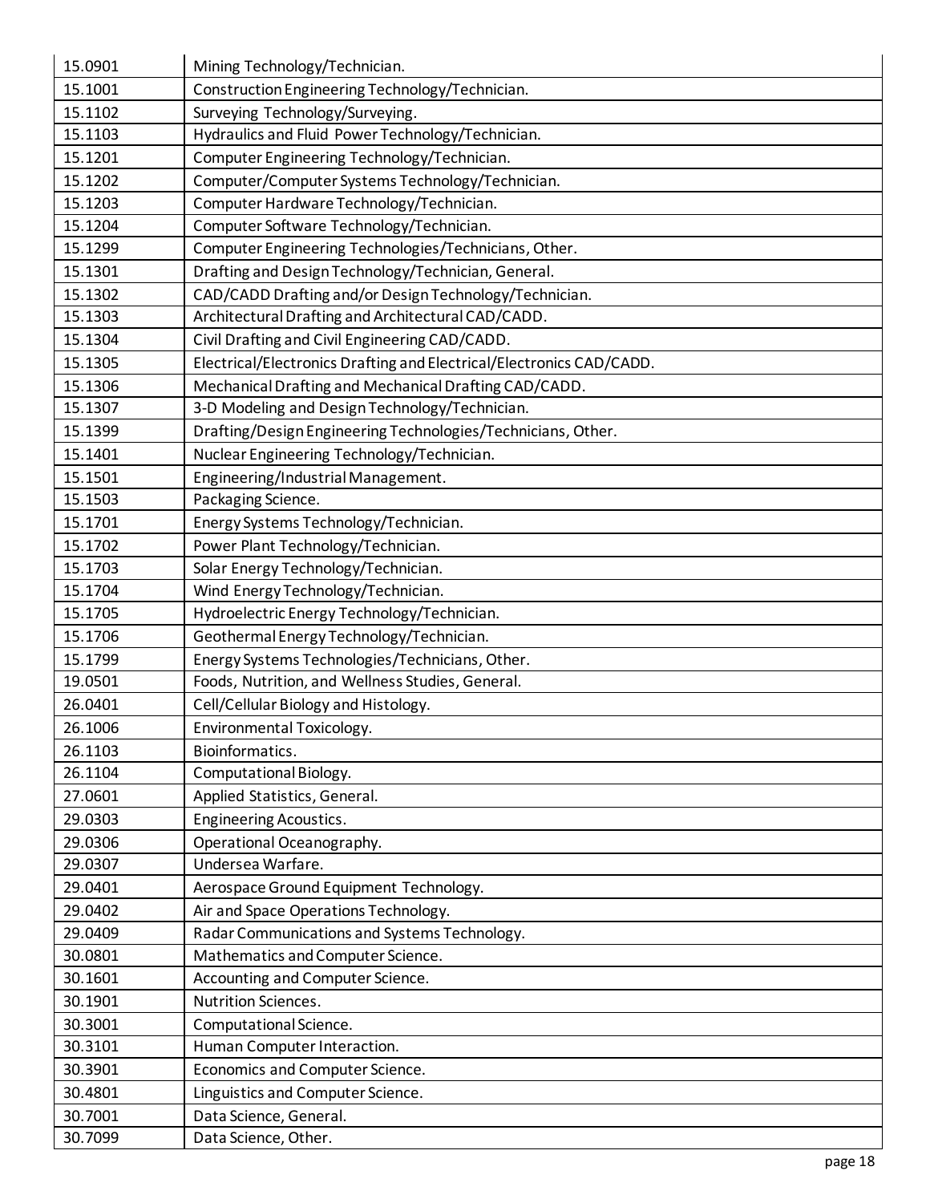| | |
|---|---|
| 15.0901 | Mining Technology/Technician. |
| 15.1001 | Construction Engineering Technology/Technician. |
| 15.1102 | Surveying Technology/Surveying. |
| 15.1103 | Hydraulics and Fluid Power Technology/Technician. |
| 15.1201 | Computer Engineering Technology/Technician. |
| 15.1202 | Computer/Computer Systems Technology/Technician. |
| 15.1203 | Computer Hardware Technology/Technician. |
| 15.1204 | Computer Software Technology/Technician. |
| 15.1299 | Computer Engineering Technologies/Technicians, Other. |
| 15.1301 | Drafting and Design Technology/Technician, General. |
| 15.1302 | CAD/CADD Drafting and/or Design Technology/Technician. |
| 15.1303 | Architectural Drafting and Architectural CAD/CADD. |
| 15.1304 | Civil Drafting and Civil Engineering CAD/CADD. |
| 15.1305 | Electrical/Electronics Drafting and Electrical/Electronics CAD/CADD. |
| 15.1306 | Mechanical Drafting and Mechanical Drafting CAD/CADD. |
| 15.1307 | 3-D Modeling and Design Technology/Technician. |
| 15.1399 | Drafting/Design Engineering Technologies/Technicians, Other. |
| 15.1401 | Nuclear Engineering Technology/Technician. |
| 15.1501 | Engineering/Industrial Management. |
| 15.1503 | Packaging Science. |
| 15.1701 | Energy Systems Technology/Technician. |
| 15.1702 | Power Plant Technology/Technician. |
| 15.1703 | Solar Energy Technology/Technician. |
| 15.1704 | Wind Energy Technology/Technician. |
| 15.1705 | Hydroelectric Energy Technology/Technician. |
| 15.1706 | Geothermal Energy Technology/Technician. |
| 15.1799 | Energy Systems Technologies/Technicians, Other. |
| 19.0501 | Foods, Nutrition, and Wellness Studies, General. |
| 26.0401 | Cell/Cellular Biology and Histology. |
| 26.1006 | Environmental Toxicology. |
| 26.1103 | Bioinformatics. |
| 26.1104 | Computational Biology. |
| 27.0601 | Applied Statistics, General. |
| 29.0303 | Engineering Acoustics. |
| 29.0306 | Operational Oceanography. |
| 29.0307 | Undersea Warfare. |
| 29.0401 | Aerospace Ground Equipment Technology. |
| 29.0402 | Air and Space Operations Technology. |
| 29.0409 | Radar Communications and Systems Technology. |
| 30.0801 | Mathematics and Computer Science. |
| 30.1601 | Accounting and Computer Science. |
| 30.1901 | Nutrition Sciences. |
| 30.3001 | Computational Science. |
| 30.3101 | Human Computer Interaction. |
| 30.3901 | Economics and Computer Science. |
| 30.4801 | Linguistics and Computer Science. |
| 30.7001 | Data Science, General. |
| 30.7099 | Data Science, Other. |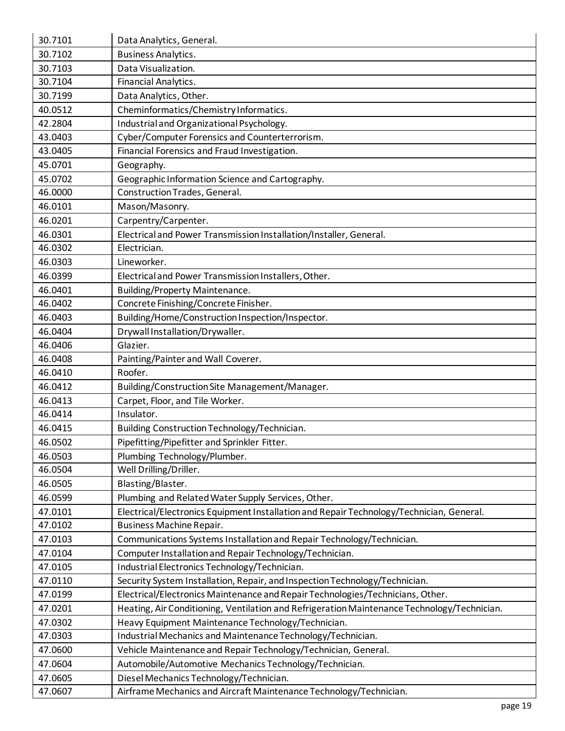| | |
|---|---|
| 30.7101 | Data Analytics, General. |
| 30.7102 | Business Analytics. |
| 30.7103 | Data Visualization. |
| 30.7104 | Financial Analytics. |
| 30.7199 | Data Analytics, Other. |
| 40.0512 | Cheminformatics/Chemistry Informatics. |
| 42.2804 | Industrial and Organizational Psychology. |
| 43.0403 | Cyber/Computer Forensics and Counterterrorism. |
| 43.0405 | Financial Forensics and Fraud Investigation. |
| 45.0701 | Geography. |
| 45.0702 | Geographic Information Science and Cartography. |
| 46.0000 | Construction Trades, General. |
| 46.0101 | Mason/Masonry. |
| 46.0201 | Carpentry/Carpenter. |
| 46.0301 | Electrical and Power Transmission Installation/Installer, General. |
| 46.0302 | Electrician. |
| 46.0303 | Lineworker. |
| 46.0399 | Electrical and Power Transmission Installers, Other. |
| 46.0401 | Building/Property Maintenance. |
| 46.0402 | Concrete Finishing/Concrete Finisher. |
| 46.0403 | Building/Home/Construction Inspection/Inspector. |
| 46.0404 | Drywall Installation/Drywaller. |
| 46.0406 | Glazier. |
| 46.0408 | Painting/Painter and Wall Coverer. |
| 46.0410 | Roofer. |
| 46.0412 | Building/Construction Site Management/Manager. |
| 46.0413 | Carpet, Floor, and Tile Worker. |
| 46.0414 | Insulator. |
| 46.0415 | Building Construction Technology/Technician. |
| 46.0502 | Pipefitting/Pipefitter and Sprinkler Fitter. |
| 46.0503 | Plumbing Technology/Plumber. |
| 46.0504 | Well Drilling/Driller. |
| 46.0505 | Blasting/Blaster. |
| 46.0599 | Plumbing and Related Water Supply Services, Other. |
| 47.0101 | Electrical/Electronics Equipment Installation and Repair Technology/Technician, General. |
| 47.0102 | Business Machine Repair. |
| 47.0103 | Communications Systems Installation and Repair Technology/Technician. |
| 47.0104 | Computer Installation and Repair Technology/Technician. |
| 47.0105 | Industrial Electronics Technology/Technician. |
| 47.0110 | Security System Installation, Repair, and Inspection Technology/Technician. |
| 47.0199 | Electrical/Electronics Maintenance and Repair Technologies/Technicians, Other. |
| 47.0201 | Heating, Air Conditioning, Ventilation and Refrigeration Maintenance Technology/Technician. |
| 47.0302 | Heavy Equipment Maintenance Technology/Technician. |
| 47.0303 | Industrial Mechanics and Maintenance Technology/Technician. |
| 47.0600 | Vehicle Maintenance and Repair Technology/Technician, General. |
| 47.0604 | Automobile/Automotive Mechanics Technology/Technician. |
| 47.0605 | Diesel Mechanics Technology/Technician. |
| 47.0607 | Airframe Mechanics and Aircraft Maintenance Technology/Technician. |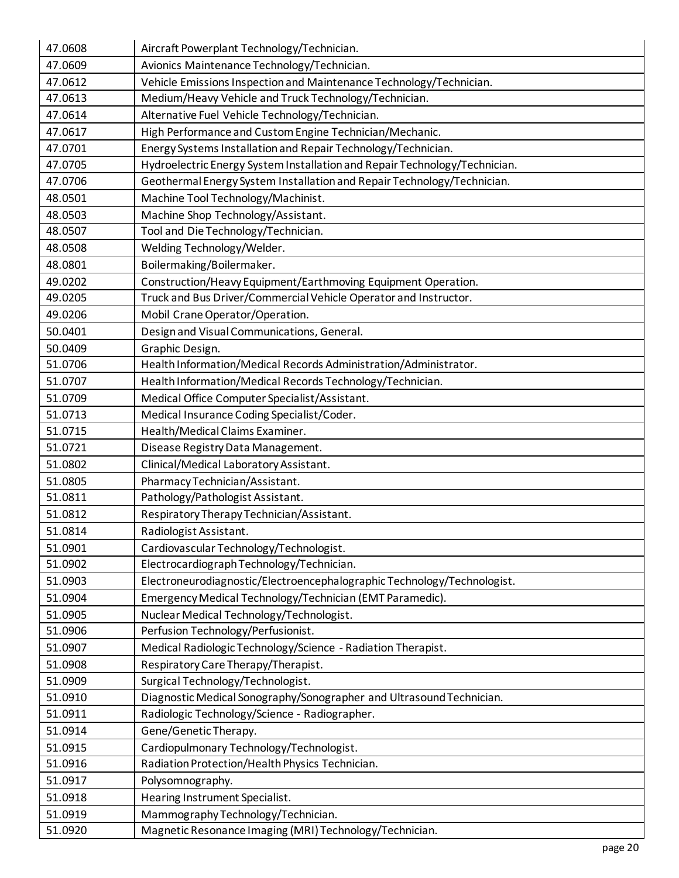| | |
|---|---|
| 47.0608 | Aircraft Powerplant Technology/Technician. |
| 47.0609 | Avionics Maintenance Technology/Technician. |
| 47.0612 | Vehicle Emissions Inspection and Maintenance Technology/Technician. |
| 47.0613 | Medium/Heavy Vehicle and Truck Technology/Technician. |
| 47.0614 | Alternative Fuel Vehicle Technology/Technician. |
| 47.0617 | High Performance and Custom Engine Technician/Mechanic. |
| 47.0701 | Energy Systems Installation and Repair Technology/Technician. |
| 47.0705 | Hydroelectric Energy System Installation and Repair Technology/Technician. |
| 47.0706 | Geothermal Energy System Installation and Repair Technology/Technician. |
| 48.0501 | Machine Tool Technology/Machinist. |
| 48.0503 | Machine Shop Technology/Assistant. |
| 48.0507 | Tool and Die Technology/Technician. |
| 48.0508 | Welding Technology/Welder. |
| 48.0801 | Boilermaking/Boilermaker. |
| 49.0202 | Construction/Heavy Equipment/Earthmoving Equipment Operation. |
| 49.0205 | Truck and Bus Driver/Commercial Vehicle Operator and Instructor. |
| 49.0206 | Mobil Crane Operator/Operation. |
| 50.0401 | Design and Visual Communications, General. |
| 50.0409 | Graphic Design. |
| 51.0706 | Health Information/Medical Records Administration/Administrator. |
| 51.0707 | Health Information/Medical Records Technology/Technician. |
| 51.0709 | Medical Office Computer Specialist/Assistant. |
| 51.0713 | Medical Insurance Coding Specialist/Coder. |
| 51.0715 | Health/Medical Claims Examiner. |
| 51.0721 | Disease Registry Data Management. |
| 51.0802 | Clinical/Medical Laboratory Assistant. |
| 51.0805 | Pharmacy Technician/Assistant. |
| 51.0811 | Pathology/Pathologist Assistant. |
| 51.0812 | Respiratory Therapy Technician/Assistant. |
| 51.0814 | Radiologist Assistant. |
| 51.0901 | Cardiovascular Technology/Technologist. |
| 51.0902 | Electrocardiograph Technology/Technician. |
| 51.0903 | Electroneurodiagnostic/Electroencephalographic Technology/Technologist. |
| 51.0904 | Emergency Medical Technology/Technician (EMT Paramedic). |
| 51.0905 | Nuclear Medical Technology/Technologist. |
| 51.0906 | Perfusion Technology/Perfusionist. |
| 51.0907 | Medical Radiologic Technology/Science - Radiation Therapist. |
| 51.0908 | Respiratory Care Therapy/Therapist. |
| 51.0909 | Surgical Technology/Technologist. |
| 51.0910 | Diagnostic Medical Sonography/Sonographer and Ultrasound Technician. |
| 51.0911 | Radiologic Technology/Science - Radiographer. |
| 51.0914 | Gene/Genetic Therapy. |
| 51.0915 | Cardiopulmonary Technology/Technologist. |
| 51.0916 | Radiation Protection/Health Physics Technician. |
| 51.0917 | Polysomnography. |
| 51.0918 | Hearing Instrument Specialist. |
| 51.0919 | Mammography Technology/Technician. |
| 51.0920 | Magnetic Resonance Imaging (MRI) Technology/Technician. |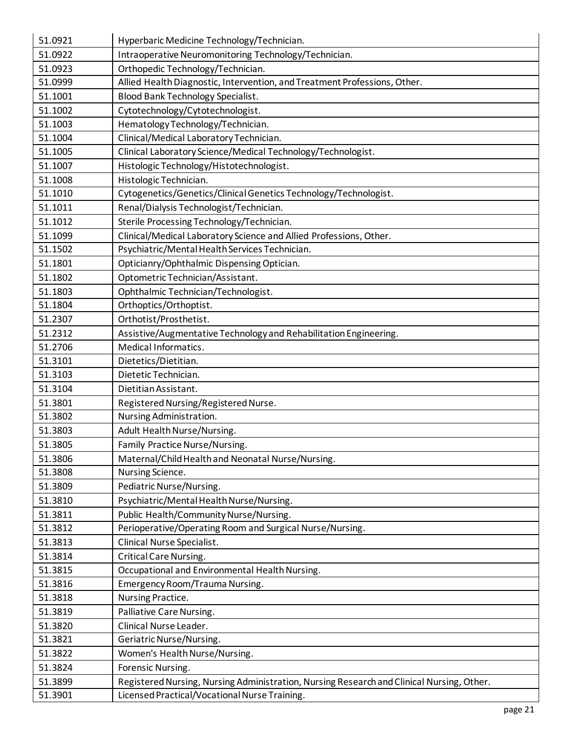| | |
|---|---|
| 51.0921 | Hyperbaric Medicine Technology/Technician. |
| 51.0922 | Intraoperative Neuromonitoring Technology/Technician. |
| 51.0923 | Orthopedic Technology/Technician. |
| 51.0999 | Allied Health Diagnostic, Intervention, and Treatment Professions, Other. |
| 51.1001 | Blood Bank Technology Specialist. |
| 51.1002 | Cytotechnology/Cytotechnologist. |
| 51.1003 | Hematology Technology/Technician. |
| 51.1004 | Clinical/Medical Laboratory Technician. |
| 51.1005 | Clinical Laboratory Science/Medical Technology/Technologist. |
| 51.1007 | Histologic Technology/Histotechnologist. |
| 51.1008 | Histologic Technician. |
| 51.1010 | Cytogenetics/Genetics/Clinical Genetics Technology/Technologist. |
| 51.1011 | Renal/Dialysis Technologist/Technician. |
| 51.1012 | Sterile Processing Technology/Technician. |
| 51.1099 | Clinical/Medical Laboratory Science and Allied Professions, Other. |
| 51.1502 | Psychiatric/Mental Health Services Technician. |
| 51.1801 | Opticianry/Ophthalmic Dispensing Optician. |
| 51.1802 | Optometric Technician/Assistant. |
| 51.1803 | Ophthalmic Technician/Technologist. |
| 51.1804 | Orthoptics/Orthoptist. |
| 51.2307 | Orthotist/Prosthetist. |
| 51.2312 | Assistive/Augmentative Technology and Rehabilitation Engineering. |
| 51.2706 | Medical Informatics. |
| 51.3101 | Dietetics/Dietitian. |
| 51.3103 | Dietetic Technician. |
| 51.3104 | Dietitian Assistant. |
| 51.3801 | Registered Nursing/Registered Nurse. |
| 51.3802 | Nursing Administration. |
| 51.3803 | Adult Health Nurse/Nursing. |
| 51.3805 | Family Practice Nurse/Nursing. |
| 51.3806 | Maternal/Child Health and Neonatal Nurse/Nursing. |
| 51.3808 | Nursing Science. |
| 51.3809 | Pediatric Nurse/Nursing. |
| 51.3810 | Psychiatric/Mental Health Nurse/Nursing. |
| 51.3811 | Public Health/Community Nurse/Nursing. |
| 51.3812 | Perioperative/Operating Room and Surgical Nurse/Nursing. |
| 51.3813 | Clinical Nurse Specialist. |
| 51.3814 | Critical Care Nursing. |
| 51.3815 | Occupational and Environmental Health Nursing. |
| 51.3816 | Emergency Room/Trauma Nursing. |
| 51.3818 | Nursing Practice. |
| 51.3819 | Palliative Care Nursing. |
| 51.3820 | Clinical Nurse Leader. |
| 51.3821 | Geriatric Nurse/Nursing. |
| 51.3822 | Women's Health Nurse/Nursing. |
| 51.3824 | Forensic Nursing. |
| 51.3899 | Registered Nursing, Nursing Administration, Nursing Research and Clinical Nursing, Other. |
| 51.3901 | Licensed Practical/Vocational Nurse Training. |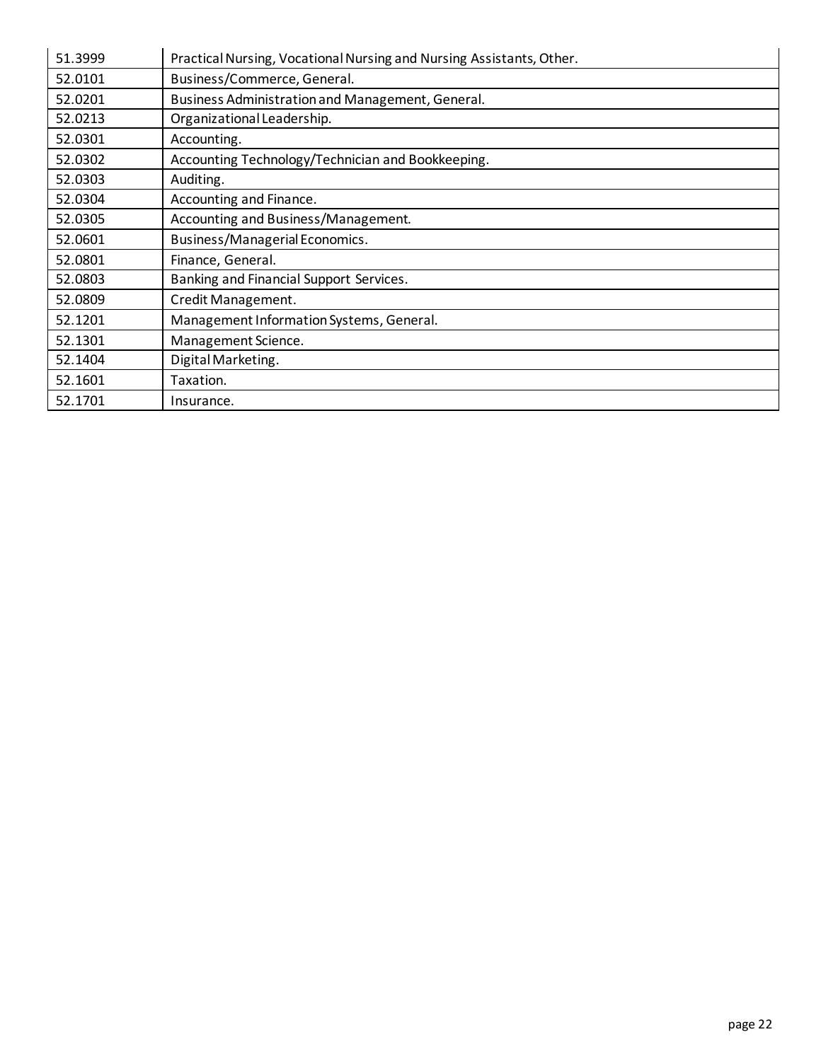| | |
|---|---|
| 51.3999 | Practical Nursing, Vocational Nursing and Nursing Assistants, Other. |
| 52.0101 | Business/Commerce, General. |
| 52.0201 | Business Administration and Management, General. |
| 52.0213 | Organizational Leadership. |
| 52.0301 | Accounting. |
| 52.0302 | Accounting Technology/Technician and Bookkeeping. |
| 52.0303 | Auditing. |
| 52.0304 | Accounting and Finance. |
| 52.0305 | Accounting and Business/Management. |
| 52.0601 | Business/Managerial Economics. |
| 52.0801 | Finance, General. |
| 52.0803 | Banking and Financial Support Services. |
| 52.0809 | Credit Management. |
| 52.1201 | Management Information Systems, General. |
| 52.1301 | Management Science. |
| 52.1404 | Digital Marketing. |
| 52.1601 | Taxation. |
| 52.1701 | Insurance. |